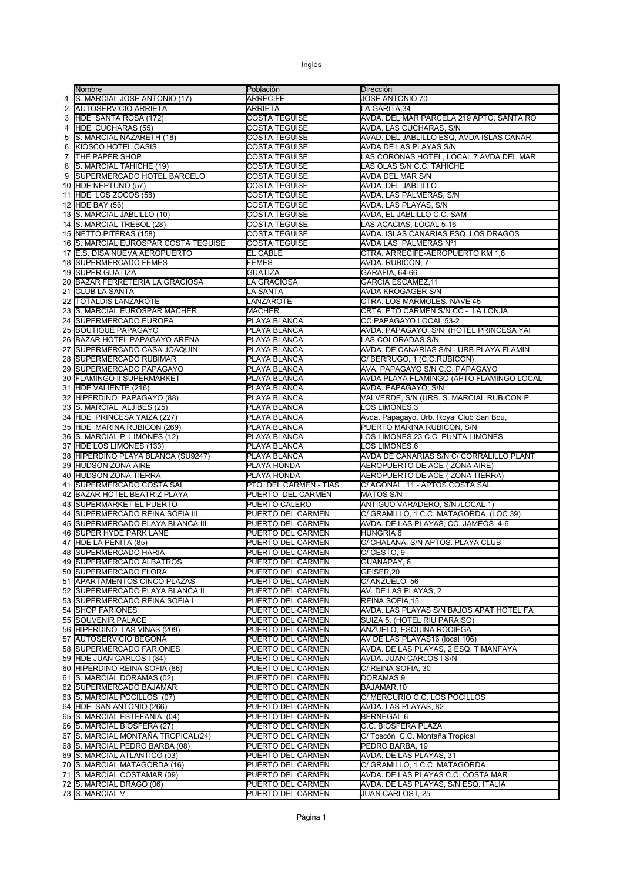Inglés

|  | Nombre | Población | Dirección |
|---|---|---|---|
| 1 | S. MARCIAL JOSE ANTONIO (17) | ARRECIFE | JOSE ANTONIO,70 |
| 2 | AUTOSERVICIO ARRIETA | ARRIETA | LA GARITA,34 |
| 3 | HDE SANTA ROSA (172) | COSTA TEGUISE | AVDA. DEL MAR PARCELA 219 APTO. SANTA RO |
| 4 | HDE CUCHARAS (55) | COSTA TEGUISE | AVDA. LAS CUCHARAS, S/N |
| 5 | S. MARCIAL NAZARETH (18) | COSTA TEGUISE | AVAD. DEL JABLILLO ESQ, AVDA ISLAS CANAR |
| 6 | KIOSCO HOTEL OASIS | COSTA TEGUISE | AVDA DE LAS PLAYAS S/N |
| 7 | THE PAPER SHOP | COSTA TEGUISE | LAS CORONAS HOTEL, LOCAL 7 AVDA DEL MAR |
| 8 | S. MARCIAL TAHICHE (19) | COSTA TEGUISE | LAS OLAS S/N C.C. TAHICHE |
| 9 | SUPERMERCADO HOTEL BARCELO | COSTA TEGUISE | AVDA DEL MAR S/N |
| 10 | HDE NEPTUNO (57) | COSTA TEGUISE | AVDA. DEL JABLILLO |
| 11 | HDE LOS ZOCOS (58) | COSTA TEGUISE | AVDA. LAS PALMERAS, S/N |
| 12 | HDE BAY (56) | COSTA TEGUISE | AVDA. LAS PLAYAS, S/N |
| 13 | S. MARCIAL JABLILLO (10) | COSTA TEGUISE | AVDA, EL JABLILLO C.C. SAM |
| 14 | S. MARCIAL TREBOL (28) | COSTA TEGUISE | LAS ACACIAS, LOCAL 5-16 |
| 15 | NETTO PITERAS (158) | COSTA TEGUISE | AVDA. ISLAS CANARIAS ESQ. LOS DRAGOS |
| 16 | S. MARCIAL EUROSPAR COSTA TEGUISE | COSTA TEGUISE | AVDA LAS PALMERAS Nº1 |
| 17 | E.S. DISA NUEVA AEROPUERTO | EL CABLE | CTRA. ARRECIFE-AEROPUERTO KM 1,6 |
| 18 | SUPERMERCADO FEMES | FEMES | AVDA. RUBICON, 7 |
| 19 | SUPER GUATIZA | GUATIZA | GARAFIA, 64-66 |
| 20 | BAZAR FERRETERIA LA GRACIOSA | LA GRACIOSA | GARCIA ESCAMEZ,11 |
| 21 | CLUB LA SANTA | LA SANTA | AVDA KROGAGER S/N |
| 22 | TOTALDIS LANZAROTE | LANZAROTE | CTRA. LOS MARMOLES, NAVE 45 |
| 23 | S. MARCIAL EUROSPAR MACHER | MACHER | CRTA. PTO CARMEN S/N CC - LA LONJA |
| 24 | SUPERMERCADO EUROPA | PLAYA BLANCA | CC PAPAGAYO LOCAL 53-2 |
| 25 | BOUTIQUE PAPAGAYO | PLAYA BLANCA | AVDA. PAPAGAYO, S/N (HOTEL PRINCESA YAI |
| 26 | BAZAR HOTEL PAPAGAYO ARENA | PLAYA BLANCA | LAS COLORADAS S/N |
| 27 | SUPERMERCADO CASA JOAQUIN | PLAYA BLANCA | AVDA. DE CANARIAS S/N - URB PLAYA FLAMIN |
| 28 | SUPERMERCADO RUBIMAR | PLAYA BLANCA | C/ BERRUGO, 1 (C.C.RUBICON) |
| 29 | SUPERMERCADO PAPAGAYO | PLAYA BLANCA | AVA. PAPAGAYO S/N C.C. PAPAGAYO |
| 30 | FLAMINGO II SUPERMARKET | PLAYA BLANCA | AVDA PLAYA FLAMINGO (APTO FLAMINGO LOCAL |
| 31 | HDE VALIENTE (216) | PLAYA BLANCA | AVDA. PAPAGAYO, S/N |
| 32 | HIPERDINO PAPAGAYO (88) | PLAYA BLANCA | VALVERDE, S/N (URB. S. MARCIAL RUBICON P |
| 33 | S. MARCIAL ALJIBES (25) | PLAYA BLANCA | LOS LIMONES,3 |
| 34 | HDE PRINCESA YAIZA (227) | PLAYA BLANCA | Avda. Papagayo, Urb. Royal Club San Bou, |
| 35 | HDE MARINA RUBICON (269) | PLAYA BLANCA | PUERTO MARINA RUBICON, S/N |
| 36 | S. MARCIAL P. LIMONES (12) | PLAYA BLANCA | LOS LIMONES,23 C.C. PUNTA LIMONES |
| 37 | HDE LOS LIMONES (133) | PLAYA BLANCA | LOS LIMONES,6 |
| 38 | HIPERDINO PLAYA BLANCA (SU9247) | PLAYA BLANCA | AVDA DE CANARIAS S/N C/ CORRALILLO PLANT |
| 39 | HUDSON ZONA AIRE | PLAYA HONDA | AEROPUERTO DE ACE ( ZONA AIRE) |
| 40 | HUDSON ZONA TIERRA | PLAYA HONDA | AEROPUERTO DE ACE ( ZONA TIERRA) |
| 41 | SUPERMERCADO COSTA SAL | PTO. DEL CARMEN - TIAS | C/ AGONAL, 11 - APTOS.COSTA SAL |
| 42 | BAZAR HOTEL BEATRIZ PLAYA | PUERTO DEL CARMEN | MATOS S/N |
| 43 | SUPERMARKET EL PUERTO | PUERTO CALERO | ANTIGUO VARADERO, S/N /LOCAL 1) |
| 44 | SUPERMERCADO REINA SOFIA III | PUERTO DEL CARMEN | C/ GRAMILLO, 1 C.C. MATAGORDA (LOC 39) |
| 45 | SUPERMERCADO PLAYA BLANCA III | PUERTO DEL CARMEN | AVDA. DE LAS PLAYAS, CC. JAMEOS 4-6 |
| 46 | SUPER HYDE PARK LANE | PUERTO DEL CARMEN | HUNGRIA 6 |
| 47 | HDE LA PENITA (85) | PUERTO DEL CARMEN | C/ CHALANA, S/N APTOS. PLAYA CLUB |
| 48 | SUPERMERCADO HARIA | PUERTO DEL CARMEN | C/ CESTO, 9 |
| 49 | SUPERMERCADO ALBATROS | PUERTO DEL CARMEN | GUANAPAY, 6 |
| 50 | SUPERMERCADO FLORA | PUERTO DEL CARMEN | GEISER,20 |
| 51 | APARTAMENTOS CINCO PLAZAS | PUERTO DEL CARMEN | C/ ANZUELO, 56 |
| 52 | SUPERMERCADO PLAYA BLANCA II | PUERTO DEL CARMEN | AV. DE LAS PLAYAS, 2 |
| 53 | SUPERMERCADO REINA SOFIA I | PUERTO DEL CARMEN | REINA SOFIA,15 |
| 54 | SHOP FARIONES | PUERTO DEL CARMEN | AVDA. LAS PLAYAS S/N BAJOS APAT HOTEL FA |
| 55 | SOUVENIR PALACE | PUERTO DEL CARMEN | SUIZA 5, (HOTEL RIU PARAISO) |
| 56 | HIPERDINO LAS VIÑAS (209) | PUERTO DEL CARMEN | ANZUELO, ESQUINA ROCIEGA |
| 57 | AUTOSERVICIO BEGOÑA | PUERTO DEL CARMEN | AV DE LAS PLAYAS16 (local 106) |
| 58 | SUPERMERCADO FARIONES | PUERTO DEL CARMEN | AVDA. DE LAS PLAYAS, 2 ESQ. TIMANFAYA |
| 59 | HDE JUAN CARLOS I (84) | PUERTO DEL CARMEN | AVDA. JUAN CARLOS I S/N |
| 60 | HIPERDINO REINA SOFIA (86) | PUERTO DEL CARMEN | C/ REINA SOFIA, 30 |
| 61 | S. MARCIAL DORAMAS (02) | PUERTO DEL CARMEN | DORAMAS,9 |
| 62 | SUPERMERCADO BAJAMAR | PUERTO DEL CARMEN | BAJAMAR,10 |
| 63 | S. MARCIAL POCILLOS (07) | PUERTO DEL CARMEN | C/ MERCURIO C.C. LOS POCILLOS |
| 64 | HDE SAN ANTONIO (266) | PUERTO DEL CARMEN | AVDA. LAS PLAYAS, 82 |
| 65 | S. MARCIAL ESTEFANIA (04) | PUERTO DEL CARMEN | BERNEGAL,6 |
| 66 | S. MARCIAL BIOSFERA (27) | PUERTO DEL CARMEN | C.C. BIOSFERA PLAZA |
| 67 | S. MARCIAL MONTAÑA TROPICAL(24) | PUERTO DEL CARMEN | C/ Toscón C.C. Montaña Tropical |
| 68 | S. MARCIAL PEDRO BARBA (08) | PUERTO DEL CARMEN | PEDRO BARBA, 19 |
| 69 | S. MARCIAL ATLANTICO (03) | PUERTO DEL CARMEN | AVDA. DE LAS PLAYAS, 31 |
| 70 | S. MARCIAL MATAGORDA (16) | PUERTO DEL CARMEN | C/ GRAMILLO, 1 C.C. MATAGORDA |
| 71 | S. MARCIAL COSTAMAR (09) | PUERTO DEL CARMEN | AVDA. DE LAS PLAYAS C.C. COSTA MAR |
| 72 | S. MARCIAL DRAGO (06) | PUERTO DEL CARMEN | AVDA. DE LAS PLAYAS, S/N ESQ. ITALIA |
| 73 | S. MARCIAL V | PUERTO DEL CARMEN | JUAN CARLOS I, 25 |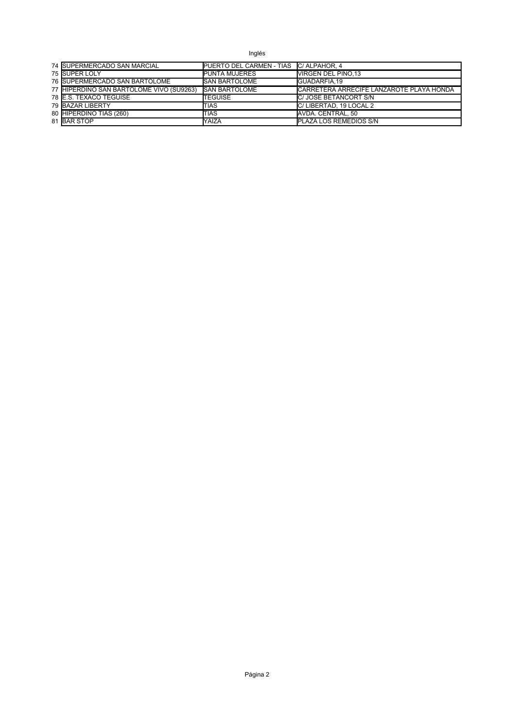| | | | |
|---|---|---|---|
| 74 | SUPERMERCADO SAN MARCIAL | PUERTO DEL CARMEN - TIAS | C/ ALPAHOR, 4 |
| 75 | SUPER LOLY | PUNTA MUJERES | VIRGEN DEL PINO,13 |
| 76 | SUPERMERCADO SAN BARTOLOME | SAN BARTOLOME | GUADARFIA,19 |
| 77 | HIPERDINO SAN BARTOLOME VIVO (SU9263) | SAN BARTOLOME | CARRETERA ARRECIFE LANZAROTE PLAYA HONDA |
| 78 | E.S. TEXACO TEGUISE | TEGUISE | C/ JOSE BETANCORT S/N |
| 79 | BAZAR LIBERTY | TIAS | C/ LIBERTAD, 19 LOCAL 2 |
| 80 | HIPERDINO TIAS (260) | TIAS | AVDA. CENTRAL, 50 |
| 81 | BAR STOP | YAIZA | PLAZA LOS REMEDIOS S/N |